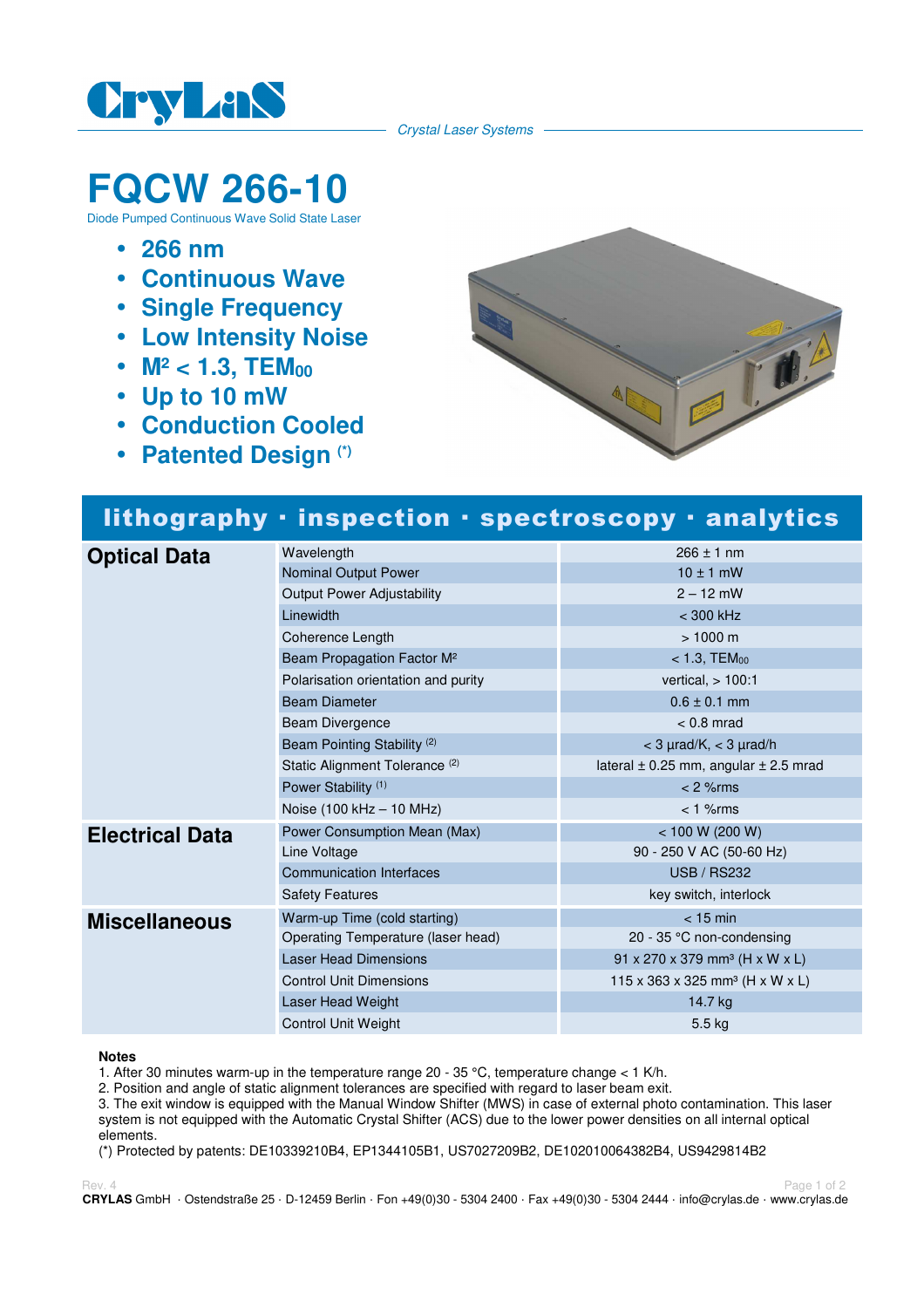CryLaS

*Crystal Laser Systems*

# FQCW 266-10

Diode Pumped Continuous Wave Solid State Laser

- **266 nm**
- **Continuous Wave**
- **Single Frequency**
- **Low Intensity Noise**
- **$M^2$ < 1.3, $TEM_{00}$**
- **Up to 10 mW**
- **Conduction Cooled**
- **Patented Design (\*)**

## lithography · inspection · spectroscopy · analytics

| | | |
|---|---|---|
| **Optical Data** | Wavelength | 266 ± 1 nm |
| | Nominal Output Power | 10 ± 1 mW |
| | Output Power Adjustability | 2 – 12 mW |
| | Linewidth | < 300 kHz |
| | Coherence Length | > 1000 m |
| | Beam Propagation Factor $M^2$ | < 1.3, $TEM_{00}$ |
| | Polarisation orientation and purity | vertical, > 100:1 |
| | Beam Diameter | 0.6 ± 0.1 mm |
| | Beam Divergence | < 0.8 mrad |
| | Beam Pointing Stability [2] | < 3 µrad/K, < 3 µrad/h |
| | Static Alignment Tolerance [2] | lateral ± 0.25 mm, angular ± 2.5 mrad |
| | Power Stability [1] | < 2 %rms |
| | Noise (100 kHz – 10 MHz) | < 1 %rms |
| **Electrical Data** | Power Consumption Mean (Max) | < 100 W (200 W) |
| | Line Voltage | 90 - 250 V AC (50-60 Hz) |
| | Communication Interfaces | USB / RS232 |
| | Safety Features | key switch, interlock |
| **Miscellaneous** | Warm-up Time (cold starting) | < 15 min |
| | Operating Temperature (laser head) | 20 - 35 °C non-condensing |
| | Laser Head Dimensions | 91 x 270 x 379 mm³ (H x W x L) |
| | Control Unit Dimensions | 115 x 363 x 325 mm³ (H x W x L) |
| | Laser Head Weight | 14.7 kg |
| | Control Unit Weight | 5.5 kg |

**Notes**

1. After 30 minutes warm-up in the temperature range 20 - 35 °C, temperature change < 1 K/h.
2. Position and angle of static alignment tolerances are specified with regard to laser beam exit.
3. The exit window is equipped with the Manual Window Shifter (MWS) in case of external photo contamination. This laser system is not equipped with the Automatic Crystal Shifter (ACS) due to the lower power densities on all internal optical elements.

(\*) Protected by patents: DE10339210B4, EP1344105B1, US7027209B2, DE102010064382B4, US9429814B2

Rev. 4

**CRYLAS** GmbH · Ostendstraße 25 · D-12459 Berlin · Fon +49(0)30 - 5304 2400 · Fax +49(0)30 - 5304 2444 · info@crylas.de · www.crylas.de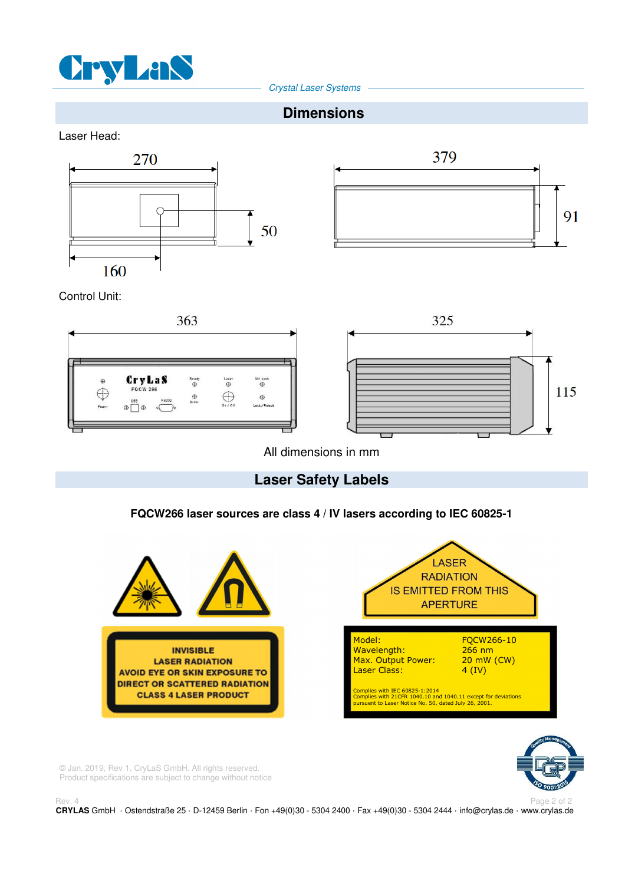## Dimensions

Laser Head:

270

50

160

379

91

Control Unit:

363

325

115

All dimensions in mm

## Laser Safety Labels

**FQCW266 laser sources are class 4 / IV lasers according to IEC 60825-1**

INVISIBLE
LASER RADIATION
AVOID EYE OR SKIN EXPOSURE TO
DIRECT OR SCATTERED RADIATION
CLASS 4 LASER PRODUCT

LASER
RADIATION
IS EMITTED FROM THIS
APERTURE

| | |
|---|---|
| Model: | FQCW266-10 |
| Wavelength: | 266 nm |
| Max. Output Power: | 20 mW (CW) |
| Laser Class: | 4 (IV) |

Complies with IEC 60825-1:2014
Complies with 21CFR 1040.10 and 1040.11 except for deviations pursuant to Laser Notice No. 50, dated July 26, 2001.

© Jan. 2019, Rev 1, CryLaS GmbH. All rights reserved.
Product specifications are subject to change without notice

Rev. 4

**CRYLAS** GmbH · Ostendstraße 25 · D-12459 Berlin · Fon +49(0)30 - 5304 2400 · Fax +49(0)30 - 5304 2444 · info@crylas.de · www.crylas.de